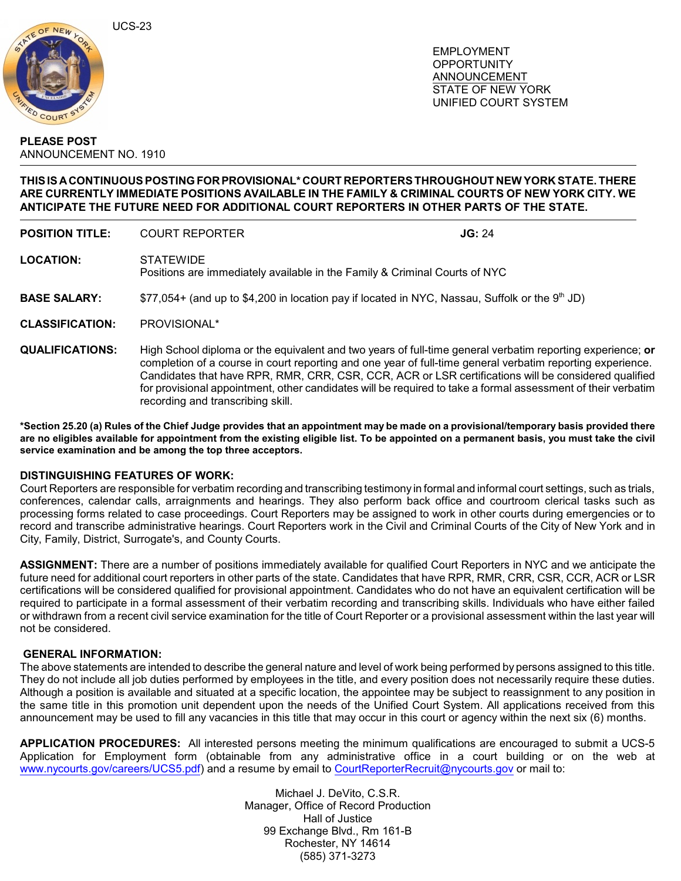UCS-23

EMPLOYMENT
OPPORTUNITY
ANNOUNCEMENT
STATE OF NEW YORK
UNIFIED COURT SYSTEM

**PLEASE POST**
ANNOUNCEMENT NO. 1910

---

**THIS IS A CONTINUOUS POSTING FOR PROVISIONAL* COURT REPORTERS THROUGHOUT NEW YORK STATE. THERE ARE CURRENTLY IMMEDIATE POSITIONS AVAILABLE IN THE FAMILY & CRIMINAL COURTS OF NEW YORK CITY. WE ANTICIPATE THE FUTURE NEED FOR ADDITIONAL COURT REPORTERS IN OTHER PARTS OF THE STATE.**

---

**POSITION TITLE:** COURT REPORTER **JG:** 24

**LOCATION:** STATEWIDE
Positions are immediately available in the Family & Criminal Courts of NYC

**BASE SALARY:** $77,054+ (and up to $4,200 in location pay if located in NYC, Nassau, Suffolk or the 9th JD)

**CLASSIFICATION:** PROVISIONAL*

**QUALIFICATIONS:** High School diploma or the equivalent and two years of full-time general verbatim reporting experience; **or** completion of a course in court reporting and one year of full-time general verbatim reporting experience. Candidates that have RPR, RMR, CRR, CSR, CCR, ACR or LSR certifications will be considered qualified for provisional appointment, other candidates will be required to take a formal assessment of their verbatim recording and transcribing skill.

**\*Section 25.20 (a) Rules of the Chief Judge provides that an appointment may be made on a provisional/temporary basis provided there are no eligibles available for appointment from the existing eligible list. To be appointed on a permanent basis, you must take the civil service examination and be among the top three acceptors.**

**DISTINGUISHING FEATURES OF WORK:**
Court Reporters are responsible for verbatim recording and transcribing testimony in formal and informal court settings, such as trials, conferences, calendar calls, arraignments and hearings. They also perform back office and courtroom clerical tasks such as processing forms related to case proceedings. Court Reporters may be assigned to work in other courts during emergencies or to record and transcribe administrative hearings. Court Reporters work in the Civil and Criminal Courts of the City of New York and in City, Family, District, Surrogate's, and County Courts.

**ASSIGNMENT:** There are a number of positions immediately available for qualified Court Reporters in NYC and we anticipate the future need for additional court reporters in other parts of the state. Candidates that have RPR, RMR, CRR, CSR, CCR, ACR or LSR certifications will be considered qualified for provisional appointment. Candidates who do not have an equivalent certification will be required to participate in a formal assessment of their verbatim recording and transcribing skills. Individuals who have either failed or withdrawn from a recent civil service examination for the title of Court Reporter or a provisional assessment within the last year will not be considered.

**GENERAL INFORMATION:**
The above statements are intended to describe the general nature and level of work being performed by persons assigned to this title. They do not include all job duties performed by employees in the title, and every position does not necessarily require these duties. Although a position is available and situated at a specific location, the appointee may be subject to reassignment to any position in the same title in this promotion unit dependent upon the needs of the Unified Court System. All applications received from this announcement may be used to fill any vacancies in this title that may occur in this court or agency within the next six (6) months.

**APPLICATION PROCEDURES:** All interested persons meeting the minimum qualifications are encouraged to submit a UCS-5 Application for Employment form (obtainable from any administrative office in a court building or on the web at www.nycourts.gov/careers/UCS5.pdf) and a resume by email to CourtReporterRecruit@nycourts.gov or mail to:

Michael J. DeVito, C.S.R.
Manager, Office of Record Production
Hall of Justice
99 Exchange Blvd., Rm 161-B
Rochester, NY 14614
(585) 371-3273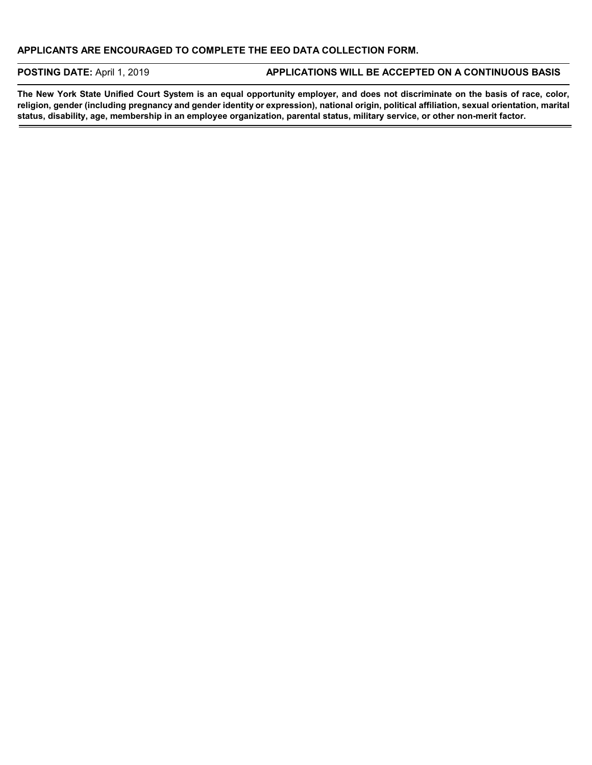**APPLICANTS ARE ENCOURAGED TO COMPLETE THE EEO DATA COLLECTION FORM.**

---

**POSTING DATE:** April 1, 2019 **APPLICATIONS WILL BE ACCEPTED ON A CONTINUOUS BASIS**

---

**The New York State Unified Court System is an equal opportunity employer, and does not discriminate on the basis of race, color, religion, gender (including pregnancy and gender identity or expression), national origin, political affiliation, sexual orientation, marital status, disability, age, membership in an employee organization, parental status, military service, or other non-merit factor.**